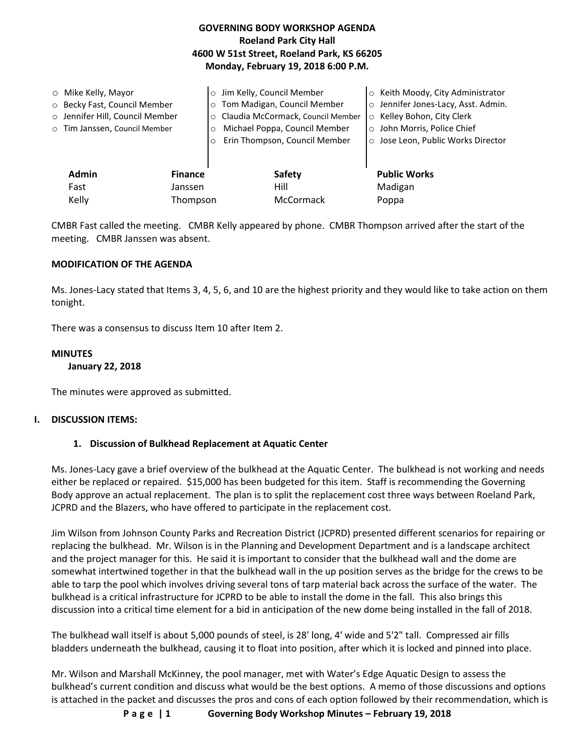**GOVERNING BODY WORKSHOP AGENDA**
**Roeland Park City Hall**
**4600 W 51st Street, Roeland Park, KS 66205**
**Monday, February 19, 2018 6:00 P.M.**

- Mike Kelly, Mayor
- Becky Fast, Council Member
- Jennifer Hill, Council Member
- Tim Janssen, Council Member
- Jim Kelly, Council Member
- Tom Madigan, Council Member
- Claudia McCormack, Council Member
- Michael Poppa, Council Member
- Erin Thompson, Council Member
- Keith Moody, City Administrator
- Jennifer Jones-Lacy, Asst. Admin.
- Kelley Bohon, City Clerk
- John Morris, Police Chief
- Jose Leon, Public Works Director

| Admin | Finance | Safety | Public Works |
|---|---|---|---|
| Fast | Janssen | Hill | Madigan |
| Kelly | Thompson | McCormack | Poppa |

CMBR Fast called the meeting. CMBR Kelly appeared by phone. CMBR Thompson arrived after the start of the meeting. CMBR Janssen was absent.

**MODIFICATION OF THE AGENDA**

Ms. Jones-Lacy stated that Items 3, 4, 5, 6, and 10 are the highest priority and they would like to take action on them tonight.

There was a consensus to discuss Item 10 after Item 2.

**MINUTES**
**January 22, 2018**

The minutes were approved as submitted.

**I. DISCUSSION ITEMS:**

**1. Discussion of Bulkhead Replacement at Aquatic Center**

Ms. Jones-Lacy gave a brief overview of the bulkhead at the Aquatic Center. The bulkhead is not working and needs either be replaced or repaired. $15,000 has been budgeted for this item. Staff is recommending the Governing Body approve an actual replacement. The plan is to split the replacement cost three ways between Roeland Park, JCPRD and the Blazers, who have offered to participate in the replacement cost.

Jim Wilson from Johnson County Parks and Recreation District (JCPRD) presented different scenarios for repairing or replacing the bulkhead. Mr. Wilson is in the Planning and Development Department and is a landscape architect and the project manager for this. He said it is important to consider that the bulkhead wall and the dome are somewhat intertwined together in that the bulkhead wall in the up position serves as the bridge for the crews to be able to tarp the pool which involves driving several tons of tarp material back across the surface of the water. The bulkhead is a critical infrastructure for JCPRD to be able to install the dome in the fall. This also brings this discussion into a critical time element for a bid in anticipation of the new dome being installed in the fall of 2018.

The bulkhead wall itself is about 5,000 pounds of steel, is 28' long, 4' wide and 5'2" tall. Compressed air fills bladders underneath the bulkhead, causing it to float into position, after which it is locked and pinned into place.

Mr. Wilson and Marshall McKinney, the pool manager, met with Water's Edge Aquatic Design to assess the bulkhead's current condition and discuss what would be the best options. A memo of those discussions and options is attached in the packet and discusses the pros and cons of each option followed by their recommendation, which is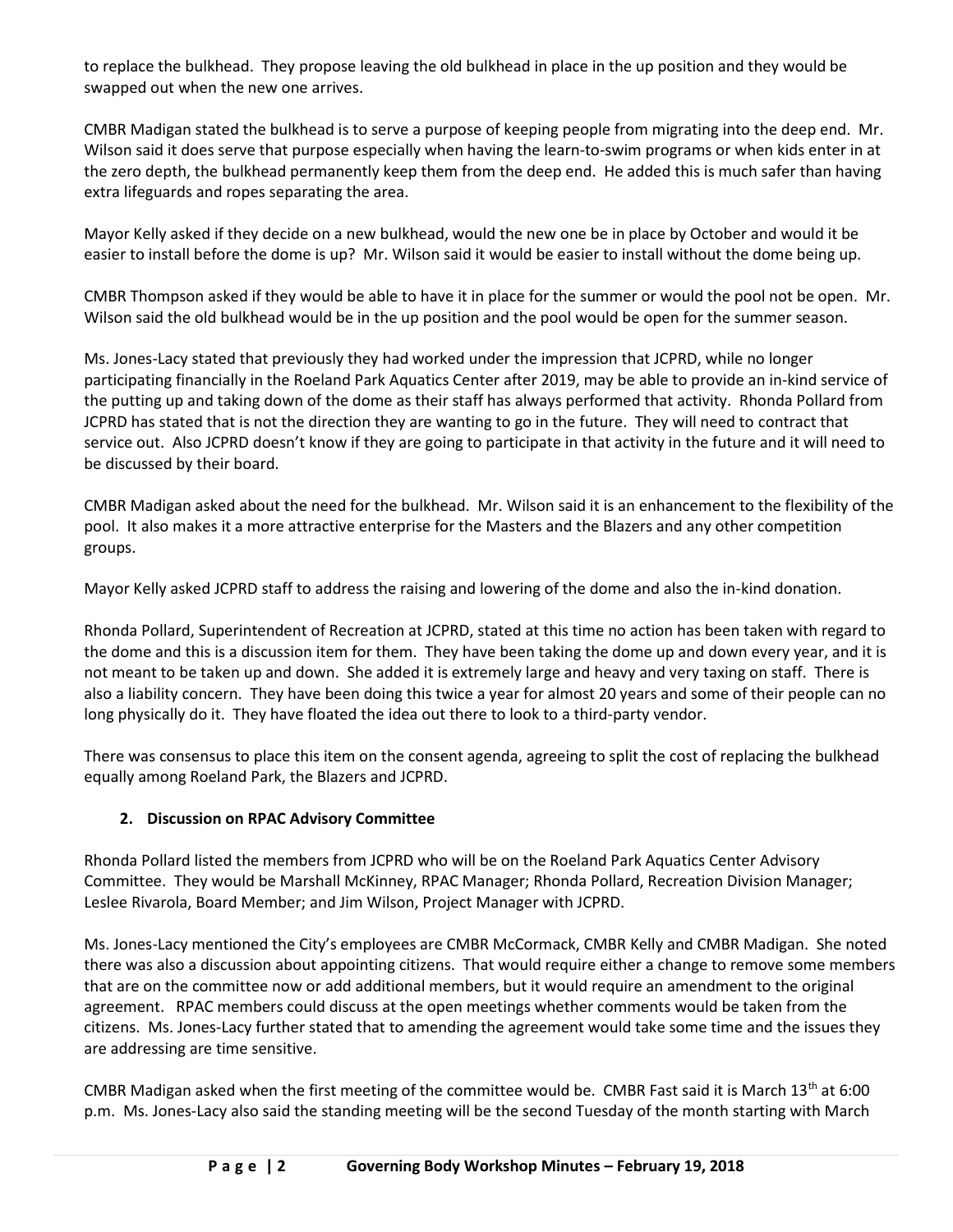to replace the bulkhead. They propose leaving the old bulkhead in place in the up position and they would be swapped out when the new one arrives.

CMBR Madigan stated the bulkhead is to serve a purpose of keeping people from migrating into the deep end. Mr. Wilson said it does serve that purpose especially when having the learn-to-swim programs or when kids enter in at the zero depth, the bulkhead permanently keep them from the deep end. He added this is much safer than having extra lifeguards and ropes separating the area.

Mayor Kelly asked if they decide on a new bulkhead, would the new one be in place by October and would it be easier to install before the dome is up? Mr. Wilson said it would be easier to install without the dome being up.

CMBR Thompson asked if they would be able to have it in place for the summer or would the pool not be open. Mr. Wilson said the old bulkhead would be in the up position and the pool would be open for the summer season.

Ms. Jones-Lacy stated that previously they had worked under the impression that JCPRD, while no longer participating financially in the Roeland Park Aquatics Center after 2019, may be able to provide an in-kind service of the putting up and taking down of the dome as their staff has always performed that activity. Rhonda Pollard from JCPRD has stated that is not the direction they are wanting to go in the future. They will need to contract that service out. Also JCPRD doesn't know if they are going to participate in that activity in the future and it will need to be discussed by their board.

CMBR Madigan asked about the need for the bulkhead. Mr. Wilson said it is an enhancement to the flexibility of the pool. It also makes it a more attractive enterprise for the Masters and the Blazers and any other competition groups.

Mayor Kelly asked JCPRD staff to address the raising and lowering of the dome and also the in-kind donation.

Rhonda Pollard, Superintendent of Recreation at JCPRD, stated at this time no action has been taken with regard to the dome and this is a discussion item for them. They have been taking the dome up and down every year, and it is not meant to be taken up and down. She added it is extremely large and heavy and very taxing on staff. There is also a liability concern. They have been doing this twice a year for almost 20 years and some of their people can no long physically do it. They have floated the idea out there to look to a third-party vendor.

There was consensus to place this item on the consent agenda, agreeing to split the cost of replacing the bulkhead equally among Roeland Park, the Blazers and JCPRD.

2. **Discussion on RPAC Advisory Committee**

Rhonda Pollard listed the members from JCPRD who will be on the Roeland Park Aquatics Center Advisory Committee. They would be Marshall McKinney, RPAC Manager; Rhonda Pollard, Recreation Division Manager; Leslee Rivarola, Board Member; and Jim Wilson, Project Manager with JCPRD.

Ms. Jones-Lacy mentioned the City's employees are CMBR McCormack, CMBR Kelly and CMBR Madigan. She noted there was also a discussion about appointing citizens. That would require either a change to remove some members that are on the committee now or add additional members, but it would require an amendment to the original agreement. RPAC members could discuss at the open meetings whether comments would be taken from the citizens. Ms. Jones-Lacy further stated that to amending the agreement would take some time and the issues they are addressing are time sensitive.

CMBR Madigan asked when the first meeting of the committee would be. CMBR Fast said it is March 13th at 6:00 p.m. Ms. Jones-Lacy also said the standing meeting will be the second Tuesday of the month starting with March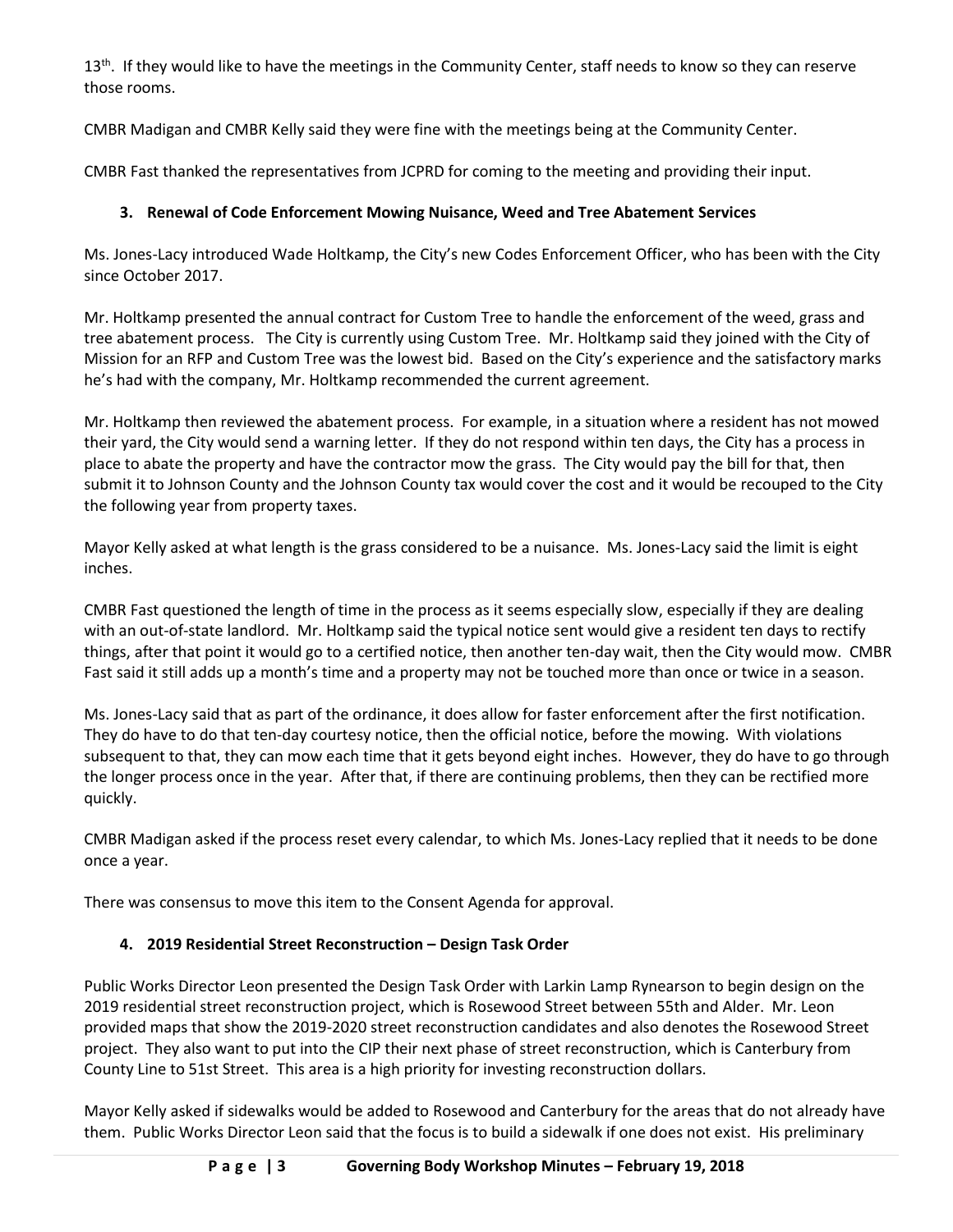13th. If they would like to have the meetings in the Community Center, staff needs to know so they can reserve those rooms.

CMBR Madigan and CMBR Kelly said they were fine with the meetings being at the Community Center.

CMBR Fast thanked the representatives from JCPRD for coming to the meeting and providing their input.

### 3. Renewal of Code Enforcement Mowing Nuisance, Weed and Tree Abatement Services

Ms. Jones-Lacy introduced Wade Holtkamp, the City's new Codes Enforcement Officer, who has been with the City since October 2017.

Mr. Holtkamp presented the annual contract for Custom Tree to handle the enforcement of the weed, grass and tree abatement process. The City is currently using Custom Tree. Mr. Holtkamp said they joined with the City of Mission for an RFP and Custom Tree was the lowest bid. Based on the City's experience and the satisfactory marks he's had with the company, Mr. Holtkamp recommended the current agreement.

Mr. Holtkamp then reviewed the abatement process. For example, in a situation where a resident has not mowed their yard, the City would send a warning letter. If they do not respond within ten days, the City has a process in place to abate the property and have the contractor mow the grass. The City would pay the bill for that, then submit it to Johnson County and the Johnson County tax would cover the cost and it would be recouped to the City the following year from property taxes.

Mayor Kelly asked at what length is the grass considered to be a nuisance. Ms. Jones-Lacy said the limit is eight inches.

CMBR Fast questioned the length of time in the process as it seems especially slow, especially if they are dealing with an out-of-state landlord. Mr. Holtkamp said the typical notice sent would give a resident ten days to rectify things, after that point it would go to a certified notice, then another ten-day wait, then the City would mow. CMBR Fast said it still adds up a month's time and a property may not be touched more than once or twice in a season.

Ms. Jones-Lacy said that as part of the ordinance, it does allow for faster enforcement after the first notification. They do have to do that ten-day courtesy notice, then the official notice, before the mowing. With violations subsequent to that, they can mow each time that it gets beyond eight inches. However, they do have to go through the longer process once in the year. After that, if there are continuing problems, then they can be rectified more quickly.

CMBR Madigan asked if the process reset every calendar, to which Ms. Jones-Lacy replied that it needs to be done once a year.

There was consensus to move this item to the Consent Agenda for approval.

### 4. 2019 Residential Street Reconstruction – Design Task Order

Public Works Director Leon presented the Design Task Order with Larkin Lamp Rynearson to begin design on the 2019 residential street reconstruction project, which is Rosewood Street between 55th and Alder. Mr. Leon provided maps that show the 2019-2020 street reconstruction candidates and also denotes the Rosewood Street project. They also want to put into the CIP their next phase of street reconstruction, which is Canterbury from County Line to 51st Street. This area is a high priority for investing reconstruction dollars.

Mayor Kelly asked if sidewalks would be added to Rosewood and Canterbury for the areas that do not already have them. Public Works Director Leon said that the focus is to build a sidewalk if one does not exist. His preliminary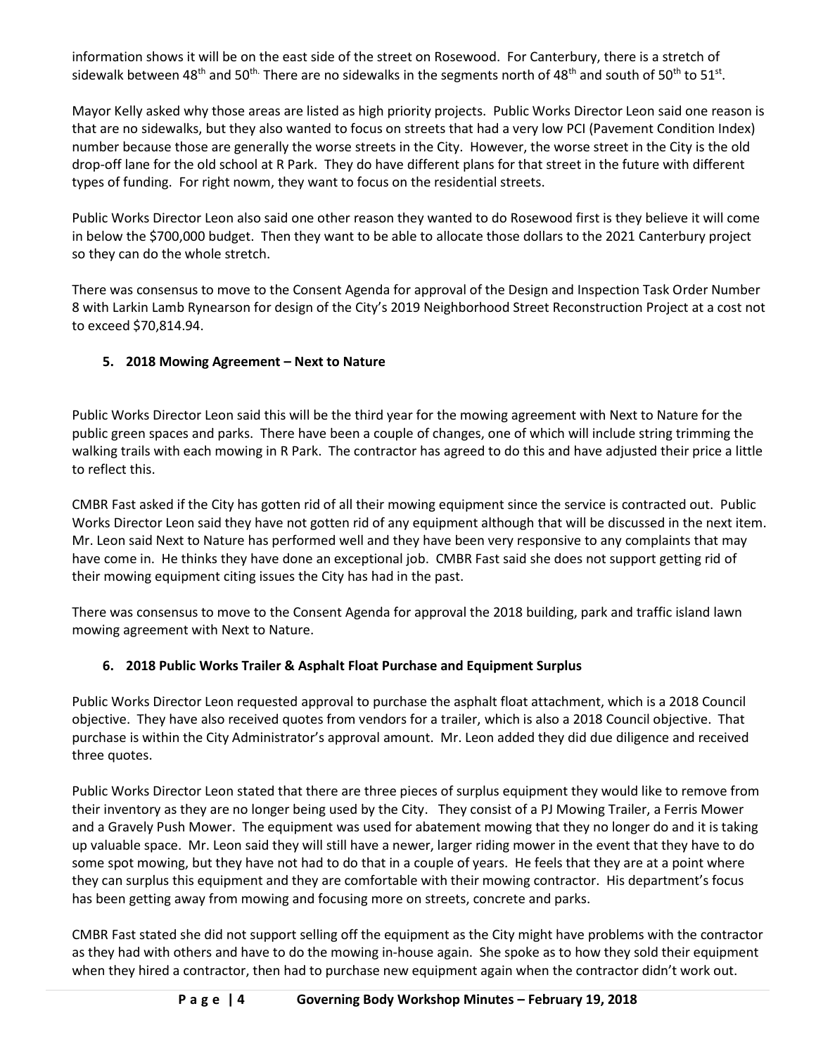information shows it will be on the east side of the street on Rosewood. For Canterbury, there is a stretch of sidewalk between 48th and 50th. There are no sidewalks in the segments north of 48th and south of 50th to 51st.

Mayor Kelly asked why those areas are listed as high priority projects. Public Works Director Leon said one reason is that are no sidewalks, but they also wanted to focus on streets that had a very low PCI (Pavement Condition Index) number because those are generally the worse streets in the City. However, the worse street in the City is the old drop-off lane for the old school at R Park. They do have different plans for that street in the future with different types of funding. For right nowm, they want to focus on the residential streets.

Public Works Director Leon also said one other reason they wanted to do Rosewood first is they believe it will come in below the $700,000 budget. Then they want to be able to allocate those dollars to the 2021 Canterbury project so they can do the whole stretch.

There was consensus to move to the Consent Agenda for approval of the Design and Inspection Task Order Number 8 with Larkin Lamb Rynearson for design of the City's 2019 Neighborhood Street Reconstruction Project at a cost not to exceed $70,814.94.

**5. 2018 Mowing Agreement – Next to Nature**

Public Works Director Leon said this will be the third year for the mowing agreement with Next to Nature for the public green spaces and parks. There have been a couple of changes, one of which will include string trimming the walking trails with each mowing in R Park. The contractor has agreed to do this and have adjusted their price a little to reflect this.

CMBR Fast asked if the City has gotten rid of all their mowing equipment since the service is contracted out. Public Works Director Leon said they have not gotten rid of any equipment although that will be discussed in the next item. Mr. Leon said Next to Nature has performed well and they have been very responsive to any complaints that may have come in. He thinks they have done an exceptional job. CMBR Fast said she does not support getting rid of their mowing equipment citing issues the City has had in the past.

There was consensus to move to the Consent Agenda for approval the 2018 building, park and traffic island lawn mowing agreement with Next to Nature.

**6. 2018 Public Works Trailer & Asphalt Float Purchase and Equipment Surplus**

Public Works Director Leon requested approval to purchase the asphalt float attachment, which is a 2018 Council objective. They have also received quotes from vendors for a trailer, which is also a 2018 Council objective. That purchase is within the City Administrator's approval amount. Mr. Leon added they did due diligence and received three quotes.

Public Works Director Leon stated that there are three pieces of surplus equipment they would like to remove from their inventory as they are no longer being used by the City. They consist of a PJ Mowing Trailer, a Ferris Mower and a Gravely Push Mower. The equipment was used for abatement mowing that they no longer do and it is taking up valuable space. Mr. Leon said they will still have a newer, larger riding mower in the event that they have to do some spot mowing, but they have not had to do that in a couple of years. He feels that they are at a point where they can surplus this equipment and they are comfortable with their mowing contractor. His department's focus has been getting away from mowing and focusing more on streets, concrete and parks.

CMBR Fast stated she did not support selling off the equipment as the City might have problems with the contractor as they had with others and have to do the mowing in-house again. She spoke as to how they sold their equipment when they hired a contractor, then had to purchase new equipment again when the contractor didn't work out.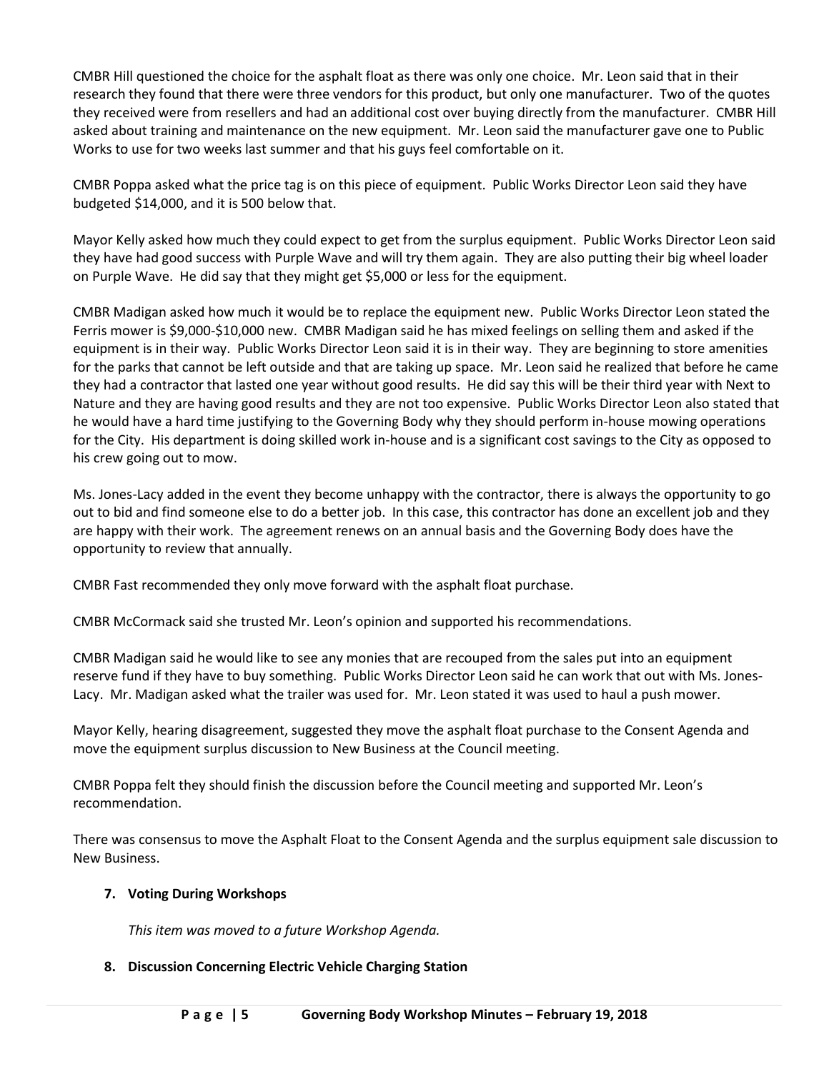CMBR Hill questioned the choice for the asphalt float as there was only one choice. Mr. Leon said that in their research they found that there were three vendors for this product, but only one manufacturer. Two of the quotes they received were from resellers and had an additional cost over buying directly from the manufacturer. CMBR Hill asked about training and maintenance on the new equipment. Mr. Leon said the manufacturer gave one to Public Works to use for two weeks last summer and that his guys feel comfortable on it.

CMBR Poppa asked what the price tag is on this piece of equipment. Public Works Director Leon said they have budgeted $14,000, and it is 500 below that.

Mayor Kelly asked how much they could expect to get from the surplus equipment. Public Works Director Leon said they have had good success with Purple Wave and will try them again. They are also putting their big wheel loader on Purple Wave. He did say that they might get $5,000 or less for the equipment.

CMBR Madigan asked how much it would be to replace the equipment new. Public Works Director Leon stated the Ferris mower is $9,000-$10,000 new. CMBR Madigan said he has mixed feelings on selling them and asked if the equipment is in their way. Public Works Director Leon said it is in their way. They are beginning to store amenities for the parks that cannot be left outside and that are taking up space. Mr. Leon said he realized that before he came they had a contractor that lasted one year without good results. He did say this will be their third year with Next to Nature and they are having good results and they are not too expensive. Public Works Director Leon also stated that he would have a hard time justifying to the Governing Body why they should perform in-house mowing operations for the City. His department is doing skilled work in-house and is a significant cost savings to the City as opposed to his crew going out to mow.

Ms. Jones-Lacy added in the event they become unhappy with the contractor, there is always the opportunity to go out to bid and find someone else to do a better job. In this case, this contractor has done an excellent job and they are happy with their work. The agreement renews on an annual basis and the Governing Body does have the opportunity to review that annually.

CMBR Fast recommended they only move forward with the asphalt float purchase.

CMBR McCormack said she trusted Mr. Leon's opinion and supported his recommendations.

CMBR Madigan said he would like to see any monies that are recouped from the sales put into an equipment reserve fund if they have to buy something. Public Works Director Leon said he can work that out with Ms. Jones-Lacy. Mr. Madigan asked what the trailer was used for. Mr. Leon stated it was used to haul a push mower.

Mayor Kelly, hearing disagreement, suggested they move the asphalt float purchase to the Consent Agenda and move the equipment surplus discussion to New Business at the Council meeting.

CMBR Poppa felt they should finish the discussion before the Council meeting and supported Mr. Leon's recommendation.

There was consensus to move the Asphalt Float to the Consent Agenda and the surplus equipment sale discussion to New Business.

**7. Voting During Workshops**

*This item was moved to a future Workshop Agenda.*

**8. Discussion Concerning Electric Vehicle Charging Station**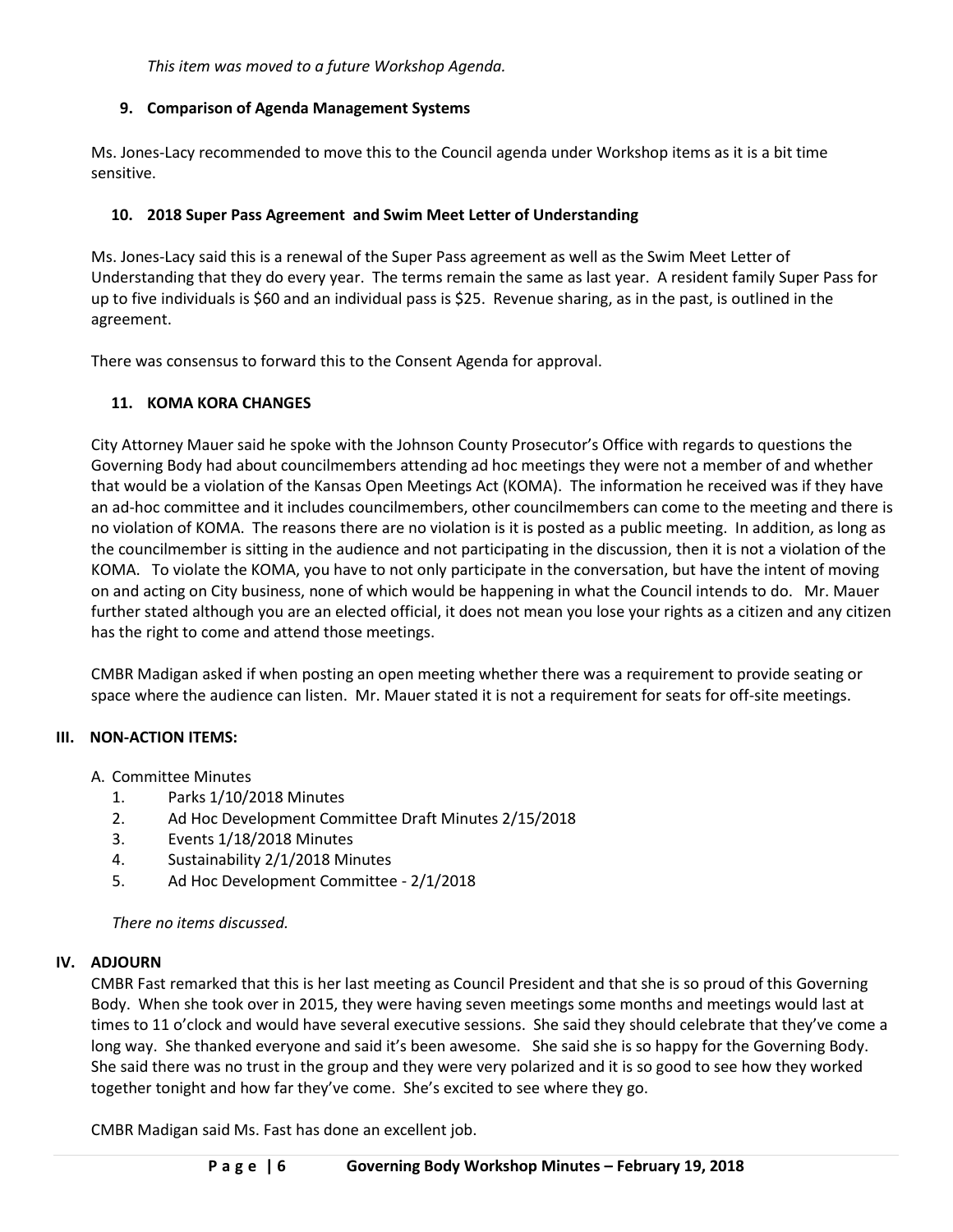*This item was moved to a future Workshop Agenda.*

### 9. Comparison of Agenda Management Systems

Ms. Jones-Lacy recommended to move this to the Council agenda under Workshop items as it is a bit time sensitive.

### 10. 2018 Super Pass Agreement and Swim Meet Letter of Understanding

Ms. Jones-Lacy said this is a renewal of the Super Pass agreement as well as the Swim Meet Letter of Understanding that they do every year. The terms remain the same as last year. A resident family Super Pass for up to five individuals is $60 and an individual pass is $25. Revenue sharing, as in the past, is outlined in the agreement.

There was consensus to forward this to the Consent Agenda for approval.

### 11. KOMA KORA CHANGES

City Attorney Mauer said he spoke with the Johnson County Prosecutor's Office with regards to questions the Governing Body had about councilmembers attending ad hoc meetings they were not a member of and whether that would be a violation of the Kansas Open Meetings Act (KOMA). The information he received was if they have an ad-hoc committee and it includes councilmembers, other councilmembers can come to the meeting and there is no violation of KOMA. The reasons there are no violation is it is posted as a public meeting. In addition, as long as the councilmember is sitting in the audience and not participating in the discussion, then it is not a violation of the KOMA. To violate the KOMA, you have to not only participate in the conversation, but have the intent of moving on and acting on City business, none of which would be happening in what the Council intends to do. Mr. Mauer further stated although you are an elected official, it does not mean you lose your rights as a citizen and any citizen has the right to come and attend those meetings.

CMBR Madigan asked if when posting an open meeting whether there was a requirement to provide seating or space where the audience can listen. Mr. Mauer stated it is not a requirement for seats for off-site meetings.

## III. NON-ACTION ITEMS:

A. Committee Minutes
1. Parks 1/10/2018 Minutes
2. Ad Hoc Development Committee Draft Minutes 2/15/2018
3. Events 1/18/2018 Minutes
4. Sustainability 2/1/2018 Minutes
5. Ad Hoc Development Committee - 2/1/2018

*There no items discussed.*

## IV. ADJOURN

CMBR Fast remarked that this is her last meeting as Council President and that she is so proud of this Governing Body. When she took over in 2015, they were having seven meetings some months and meetings would last at times to 11 o'clock and would have several executive sessions. She said they should celebrate that they've come a long way. She thanked everyone and said it's been awesome. She said she is so happy for the Governing Body. She said there was no trust in the group and they were very polarized and it is so good to see how they worked together tonight and how far they've come. She's excited to see where they go.

CMBR Madigan said Ms. Fast has done an excellent job.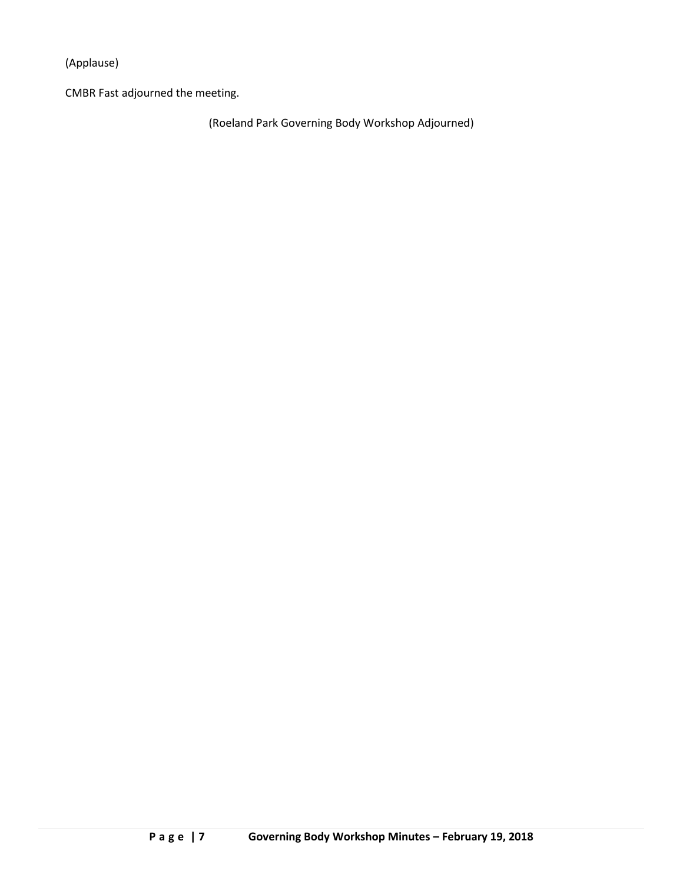(Applause)

CMBR Fast adjourned the meeting.

(Roeland Park Governing Body Workshop Adjourned)